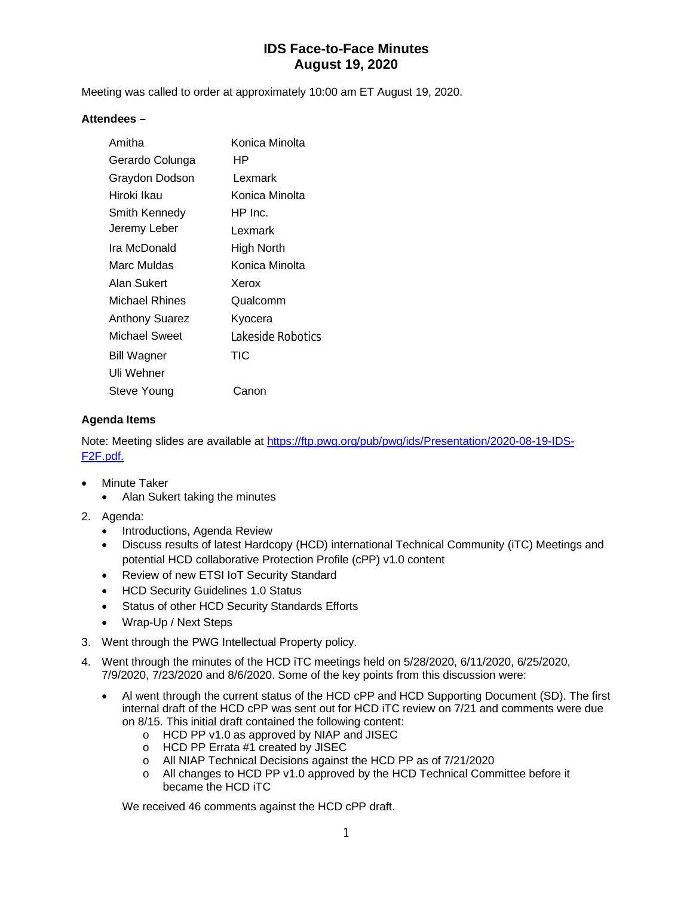# IDS Face-to-Face Minutes
## August 19, 2020

Meeting was called to order at approximately 10:00 am ET August 19, 2020.

**Attendees –**

| | |
|---|---|
| Amitha | Konica Minolta |
| Gerardo Colunga | HP |
| Graydon Dodson | Lexmark |
| Hiroki Ikau | Konica Minolta |
| Smith Kennedy | HP Inc. |
| Jeremy Leber | Lexmark |
| Ira McDonald | High North |
| Marc Muldas | Konica Minolta |
| Alan Sukert | Xerox |
| Michael Rhines | Qualcomm |
| Anthony Suarez | Kyocera |
| Michael Sweet | Lakeside Robotics |
| Bill Wagner | TIC |
| Uli Wehner | |
| Steve Young | Canon |

**Agenda Items**

Note: Meeting slides are available at [https://ftp.pwg.org/pub/pwg/ids/Presentation/2020-08-19-IDS-F2F.pdf.](https://ftp.pwg.org/pub/pwg/ids/Presentation/2020-08-19-IDS-F2F.pdf)

- Minute Taker
  - Alan Sukert taking the minutes
2. Agenda:
   - Introductions, Agenda Review
   - Discuss results of latest Hardcopy (HCD) international Technical Community (iTC) Meetings and potential HCD collaborative Protection Profile (cPP) v1.0 content
   - Review of new ETSI IoT Security Standard
   - HCD Security Guidelines 1.0 Status
   - Status of other HCD Security Standards Efforts
   - Wrap-Up / Next Steps
3. Went through the PWG Intellectual Property policy.
4. Went through the minutes of the HCD iTC meetings held on 5/28/2020, 6/11/2020, 6/25/2020, 7/9/2020, 7/23/2020 and 8/6/2020. Some of the key points from this discussion were:
   - Al went through the current status of the HCD cPP and HCD Supporting Document (SD). The first internal draft of the HCD cPP was sent out for HCD iTC review on 7/21 and comments were due on 8/15. This initial draft contained the following content:
     - HCD PP v1.0 as approved by NIAP and JISEC
     - HCD PP Errata #1 created by JISEC
     - All NIAP Technical Decisions against the HCD PP as of 7/21/2020
     - All changes to HCD PP v1.0 approved by the HCD Technical Committee before it became the HCD iTC

     We received 46 comments against the HCD cPP draft.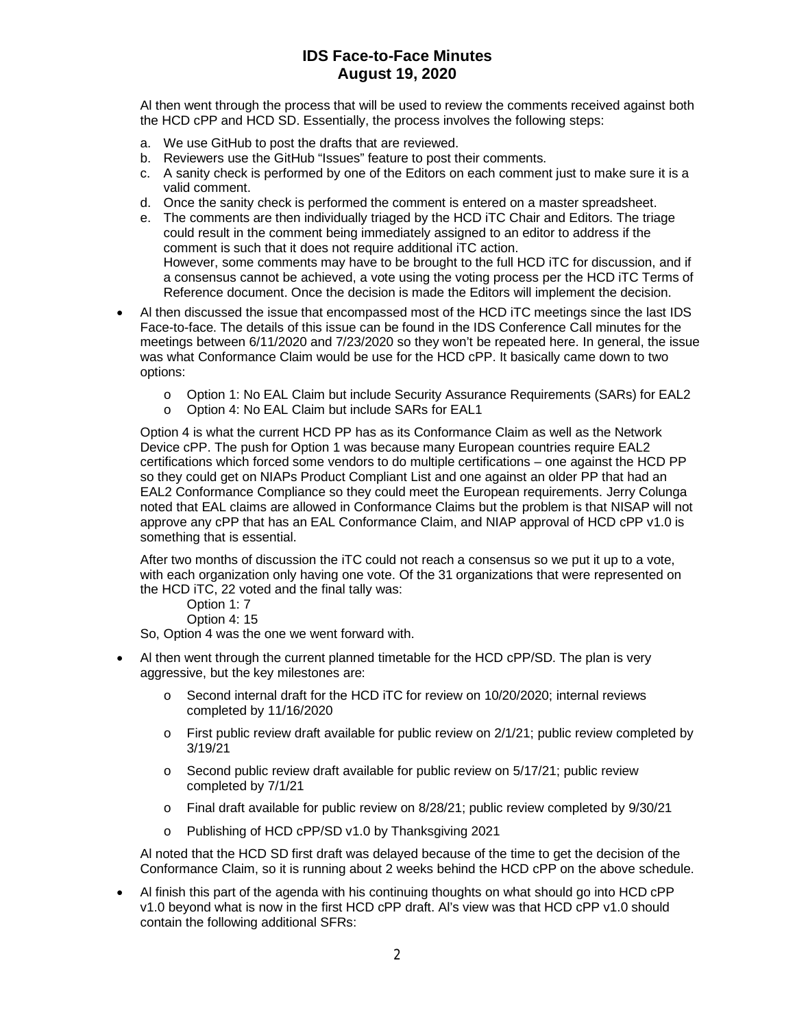Al then went through the process that will be used to review the comments received against both the HCD cPP and HCD SD. Essentially, the process involves the following steps:

a. We use GitHub to post the drafts that are reviewed.
b. Reviewers use the GitHub "Issues" feature to post their comments.
c. A sanity check is performed by one of the Editors on each comment just to make sure it is a valid comment.
d. Once the sanity check is performed the comment is entered on a master spreadsheet.
e. The comments are then individually triaged by the HCD iTC Chair and Editors. The triage could result in the comment being immediately assigned to an editor to address if the comment is such that it does not require additional iTC action.
   However, some comments may have to be brought to the full HCD iTC for discussion, and if a consensus cannot be achieved, a vote using the voting process per the HCD iTC Terms of Reference document. Once the decision is made the Editors will implement the decision.

- Al then discussed the issue that encompassed most of the HCD iTC meetings since the last IDS Face-to-face. The details of this issue can be found in the IDS Conference Call minutes for the meetings between 6/11/2020 and 7/23/2020 so they won't be repeated here. In general, the issue was what Conformance Claim would be use for the HCD cPP. It basically came down to two options:

  - Option 1: No EAL Claim but include Security Assurance Requirements (SARs) for EAL2
  - Option 4: No EAL Claim but include SARs for EAL1

  Option 4 is what the current HCD PP has as its Conformance Claim as well as the Network Device cPP. The push for Option 1 was because many European countries require EAL2 certifications which forced some vendors to do multiple certifications – one against the HCD PP so they could get on NIAPs Product Compliant List and one against an older PP that had an EAL2 Conformance Compliance so they could meet the European requirements. Jerry Colunga noted that EAL claims are allowed in Conformance Claims but the problem is that NISAP will not approve any cPP that has an EAL Conformance Claim, and NIAP approval of HCD cPP v1.0 is something that is essential.

  After two months of discussion the iTC could not reach a consensus so we put it up to a vote, with each organization only having one vote. Of the 31 organizations that were represented on the HCD iTC, 22 voted and the final tally was:

  Option 1: 7
  Option 4: 15

  So, Option 4 was the one we went forward with.

- Al then went through the current planned timetable for the HCD cPP/SD. The plan is very aggressive, but the key milestones are:

  - Second internal draft for the HCD iTC for review on 10/20/2020; internal reviews completed by 11/16/2020
  - First public review draft available for public review on 2/1/21; public review completed by 3/19/21
  - Second public review draft available for public review on 5/17/21; public review completed by 7/1/21
  - Final draft available for public review on 8/28/21; public review completed by 9/30/21
  - Publishing of HCD cPP/SD v1.0 by Thanksgiving 2021

  Al noted that the HCD SD first draft was delayed because of the time to get the decision of the Conformance Claim, so it is running about 2 weeks behind the HCD cPP on the above schedule.

- Al finish this part of the agenda with his continuing thoughts on what should go into HCD cPP v1.0 beyond what is now in the first HCD cPP draft. Al's view was that HCD cPP v1.0 should contain the following additional SFRs: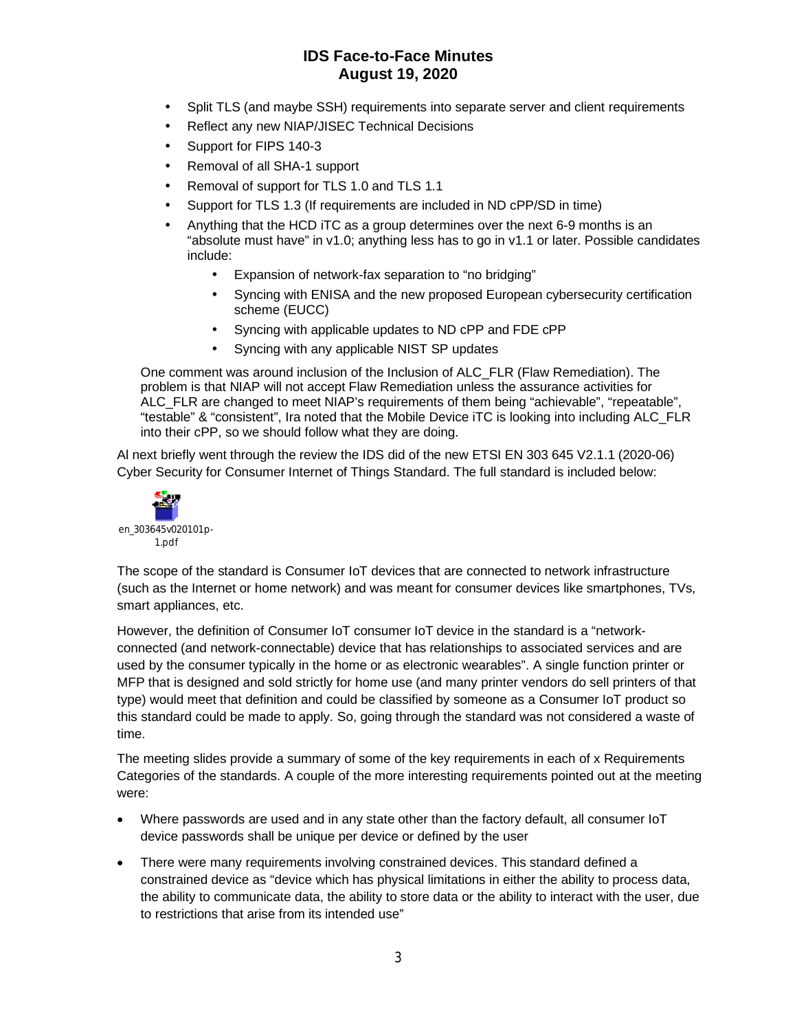- Split TLS (and maybe SSH) requirements into separate server and client requirements
- Reflect any new NIAP/JISEC Technical Decisions
- Support for FIPS 140-3
- Removal of all SHA-1 support
- Removal of support for TLS 1.0 and TLS 1.1
- Support for TLS 1.3 (If requirements are included in ND cPP/SD in time)
- Anything that the HCD iTC as a group determines over the next 6-9 months is an "absolute must have" in v1.0; anything less has to go in v1.1 or later. Possible candidates include:
    - Expansion of network-fax separation to "no bridging"
    - Syncing with ENISA and the new proposed European cybersecurity certification scheme (EUCC)
    - Syncing with applicable updates to ND cPP and FDE cPP
    - Syncing with any applicable NIST SP updates

One comment was around inclusion of the Inclusion of ALC_FLR (Flaw Remediation). The problem is that NIAP will not accept Flaw Remediation unless the assurance activities for ALC_FLR are changed to meet NIAP's requirements of them being "achievable", "repeatable", "testable" & "consistent", Ira noted that the Mobile Device iTC is looking into including ALC_FLR into their cPP, so we should follow what they are doing.

Al next briefly went through the review the IDS did of the new ETSI EN 303 645 V2.1.1 (2020-06) Cyber Security for Consumer Internet of Things Standard. The full standard is included below:

en_303645v020101p-1.pdf

The scope of the standard is Consumer IoT devices that are connected to network infrastructure (such as the Internet or home network) and was meant for consumer devices like smartphones, TVs, smart appliances, etc.

However, the definition of Consumer IoT consumer IoT device in the standard is a "network-connected (and network-connectable) device that has relationships to associated services and are used by the consumer typically in the home or as electronic wearables". A single function printer or MFP that is designed and sold strictly for home use (and many printer vendors do sell printers of that type) would meet that definition and could be classified by someone as a Consumer IoT product so this standard could be made to apply. So, going through the standard was not considered a waste of time.

The meeting slides provide a summary of some of the key requirements in each of x Requirements Categories of the standards. A couple of the more interesting requirements pointed out at the meeting were:

- Where passwords are used and in any state other than the factory default, all consumer IoT device passwords shall be unique per device or defined by the user
- There were many requirements involving constrained devices. This standard defined a constrained device as "device which has physical limitations in either the ability to process data, the ability to communicate data, the ability to store data or the ability to interact with the user, due to restrictions that arise from its intended use"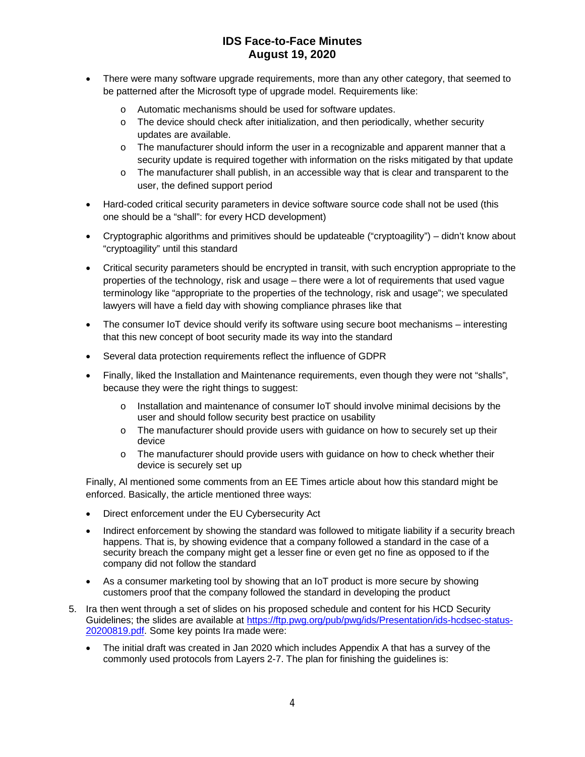- There were many software upgrade requirements, more than any other category, that seemed to be patterned after the Microsoft type of upgrade model. Requirements like:
    - Automatic mechanisms should be used for software updates.
    - The device should check after initialization, and then periodically, whether security updates are available.
    - The manufacturer should inform the user in a recognizable and apparent manner that a security update is required together with information on the risks mitigated by that update
    - The manufacturer shall publish, in an accessible way that is clear and transparent to the user, the defined support period
- Hard-coded critical security parameters in device software source code shall not be used (this one should be a "shall": for every HCD development)
- Cryptographic algorithms and primitives should be updateable ("cryptoagility") – didn't know about "cryptoagility" until this standard
- Critical security parameters should be encrypted in transit, with such encryption appropriate to the properties of the technology, risk and usage – there were a lot of requirements that used vague terminology like "appropriate to the properties of the technology, risk and usage"; we speculated lawyers will have a field day with showing compliance phrases like that
- The consumer IoT device should verify its software using secure boot mechanisms – interesting that this new concept of boot security made its way into the standard
- Several data protection requirements reflect the influence of GDPR
- Finally, liked the Installation and Maintenance requirements, even though they were not "shalls", because they were the right things to suggest:
    - Installation and maintenance of consumer IoT should involve minimal decisions by the user and should follow security best practice on usability
    - The manufacturer should provide users with guidance on how to securely set up their device
    - The manufacturer should provide users with guidance on how to check whether their device is securely set up

Finally, Al mentioned some comments from an EE Times article about how this standard might be enforced. Basically, the article mentioned three ways:

- Direct enforcement under the EU Cybersecurity Act
- Indirect enforcement by showing the standard was followed to mitigate liability if a security breach happens. That is, by showing evidence that a company followed a standard in the case of a security breach the company might get a lesser fine or even get no fine as opposed to if the company did not follow the standard
- As a consumer marketing tool by showing that an IoT product is more secure by showing customers proof that the company followed the standard in developing the product

5. Ira then went through a set of slides on his proposed schedule and content for his HCD Security Guidelines; the slides are available at [https://ftp.pwg.org/pub/pwg/ids/Presentation/ids-hcdsec-status-20200819.pdf](https://ftp.pwg.org/pub/pwg/ids/Presentation/ids-hcdsec-status-20200819.pdf). Some key points Ira made were:

- The initial draft was created in Jan 2020 which includes Appendix A that has a survey of the commonly used protocols from Layers 2-7. The plan for finishing the guidelines is: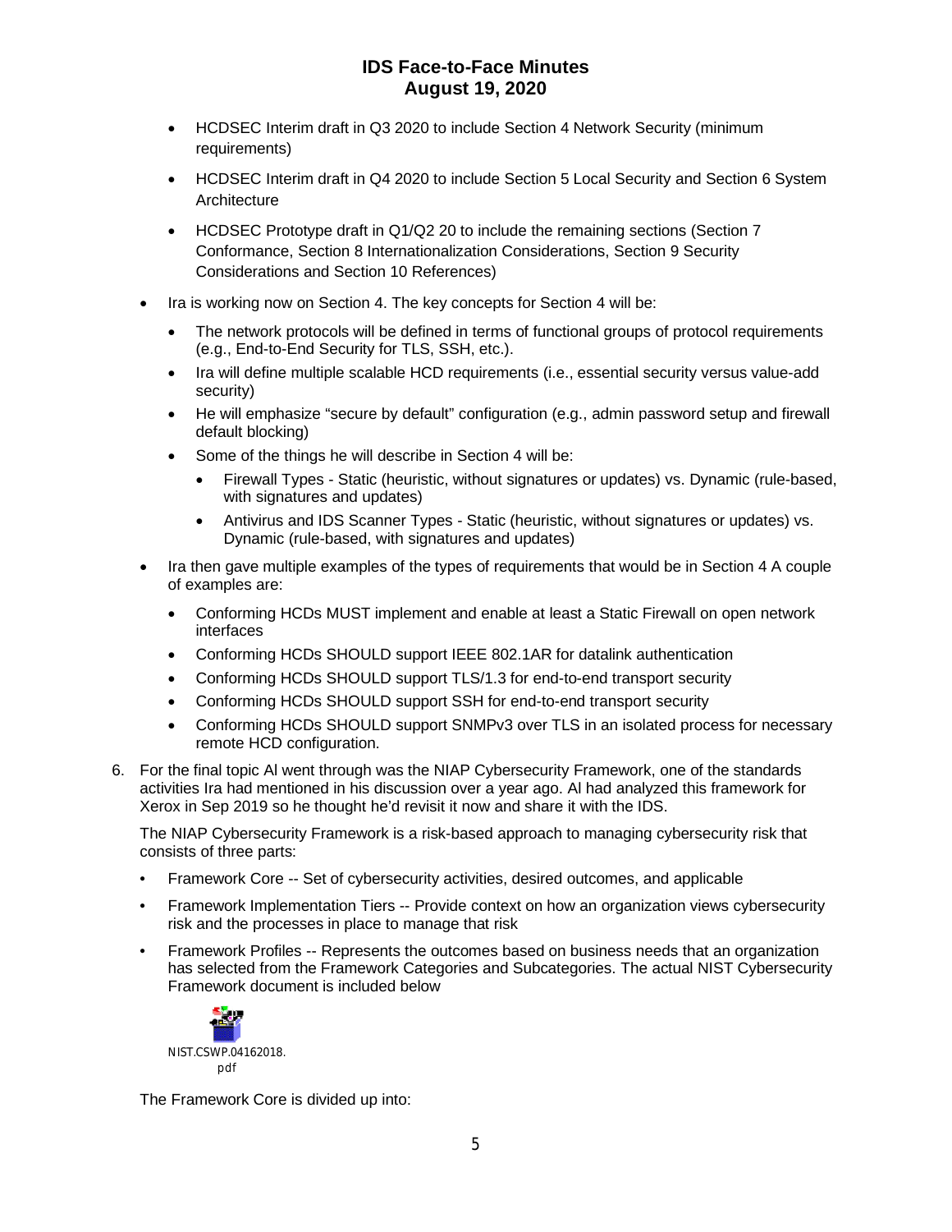- HCDSEC Interim draft in Q3 2020 to include Section 4 Network Security (minimum requirements)
- HCDSEC Interim draft in Q4 2020 to include Section 5 Local Security and Section 6 System Architecture
- HCDSEC Prototype draft in Q1/Q2 20 to include the remaining sections (Section 7 Conformance, Section 8 Internationalization Considerations, Section 9 Security Considerations and Section 10 References)

- Ira is working now on Section 4. The key concepts for Section 4 will be:
  - The network protocols will be defined in terms of functional groups of protocol requirements (e.g., End-to-End Security for TLS, SSH, etc.).
  - Ira will define multiple scalable HCD requirements (i.e., essential security versus value-add security)
  - He will emphasize "secure by default" configuration (e.g., admin password setup and firewall default blocking)
  - Some of the things he will describe in Section 4 will be:
    - Firewall Types - Static (heuristic, without signatures or updates) vs. Dynamic (rule-based, with signatures and updates)
    - Antivirus and IDS Scanner Types - Static (heuristic, without signatures or updates) vs. Dynamic (rule-based, with signatures and updates)
- Ira then gave multiple examples of the types of requirements that would be in Section 4 A couple of examples are:
  - Conforming HCDs MUST implement and enable at least a Static Firewall on open network interfaces
  - Conforming HCDs SHOULD support IEEE 802.1AR for datalink authentication
  - Conforming HCDs SHOULD support TLS/1.3 for end-to-end transport security
  - Conforming HCDs SHOULD support SSH for end-to-end transport security
  - Conforming HCDs SHOULD support SNMPv3 over TLS in an isolated process for necessary remote HCD configuration.

6. For the final topic Al went through was the NIAP Cybersecurity Framework, one of the standards activities Ira had mentioned in his discussion over a year ago. Al had analyzed this framework for Xerox in Sep 2019 so he thought he'd revisit it now and share it with the IDS.

   The NIAP Cybersecurity Framework is a risk-based approach to managing cybersecurity risk that consists of three parts:

   - Framework Core -- Set of cybersecurity activities, desired outcomes, and applicable
   - Framework Implementation Tiers -- Provide context on how an organization views cybersecurity risk and the processes in place to manage that risk
   - Framework Profiles -- Represents the outcomes based on business needs that an organization has selected from the Framework Categories and Subcategories. The actual NIST Cybersecurity Framework document is included below

   NIST.CSWP.04162018.pdf

   The Framework Core is divided up into: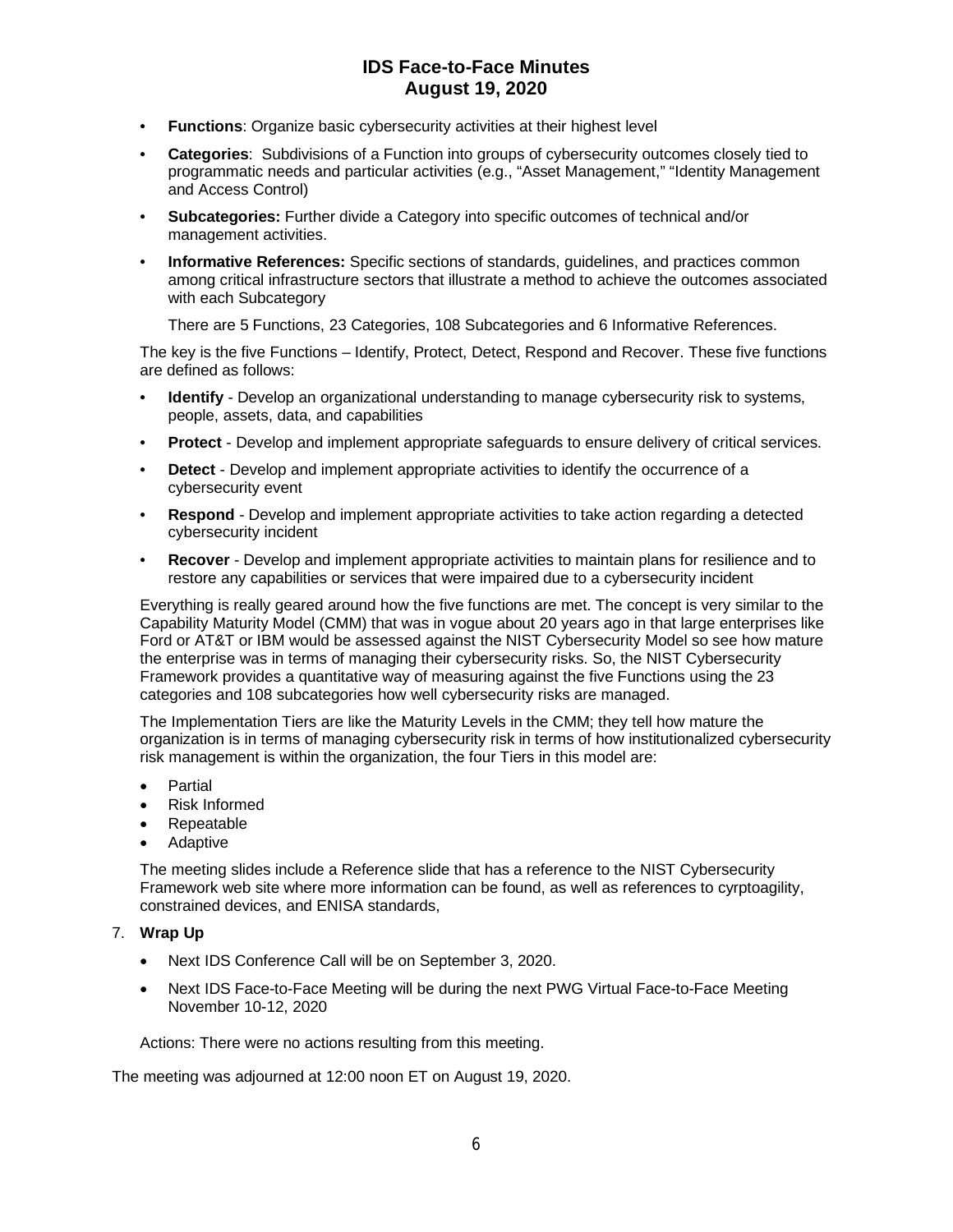- **Functions**: Organize basic cybersecurity activities at their highest level
- **Categories**: Subdivisions of a Function into groups of cybersecurity outcomes closely tied to programmatic needs and particular activities (e.g., "Asset Management," "Identity Management and Access Control)
- **Subcategories:** Further divide a Category into specific outcomes of technical and/or management activities.
- **Informative References:** Specific sections of standards, guidelines, and practices common among critical infrastructure sectors that illustrate a method to achieve the outcomes associated with each Subcategory

  There are 5 Functions, 23 Categories, 108 Subcategories and 6 Informative References.

The key is the five Functions – Identify, Protect, Detect, Respond and Recover. These five functions are defined as follows:

- **Identify** - Develop an organizational understanding to manage cybersecurity risk to systems, people, assets, data, and capabilities
- **Protect** - Develop and implement appropriate safeguards to ensure delivery of critical services.
- **Detect** - Develop and implement appropriate activities to identify the occurrence of a cybersecurity event
- **Respond** - Develop and implement appropriate activities to take action regarding a detected cybersecurity incident
- **Recover** - Develop and implement appropriate activities to maintain plans for resilience and to restore any capabilities or services that were impaired due to a cybersecurity incident

Everything is really geared around how the five functions are met. The concept is very similar to the Capability Maturity Model (CMM) that was in vogue about 20 years ago in that large enterprises like Ford or AT&T or IBM would be assessed against the NIST Cybersecurity Model so see how mature the enterprise was in terms of managing their cybersecurity risks. So, the NIST Cybersecurity Framework provides a quantitative way of measuring against the five Functions using the 23 categories and 108 subcategories how well cybersecurity risks are managed.

The Implementation Tiers are like the Maturity Levels in the CMM; they tell how mature the organization is in terms of managing cybersecurity risk in terms of how institutionalized cybersecurity risk management is within the organization, the four Tiers in this model are:

- Partial
- Risk Informed
- Repeatable
- Adaptive

The meeting slides include a Reference slide that has a reference to the NIST Cybersecurity Framework web site where more information can be found, as well as references to cyrptoagility, constrained devices, and ENISA standards,

7. **Wrap Up**

   - Next IDS Conference Call will be on September 3, 2020.
   - Next IDS Face-to-Face Meeting will be during the next PWG Virtual Face-to-Face Meeting November 10-12, 2020

   Actions: There were no actions resulting from this meeting.

The meeting was adjourned at 12:00 noon ET on August 19, 2020.